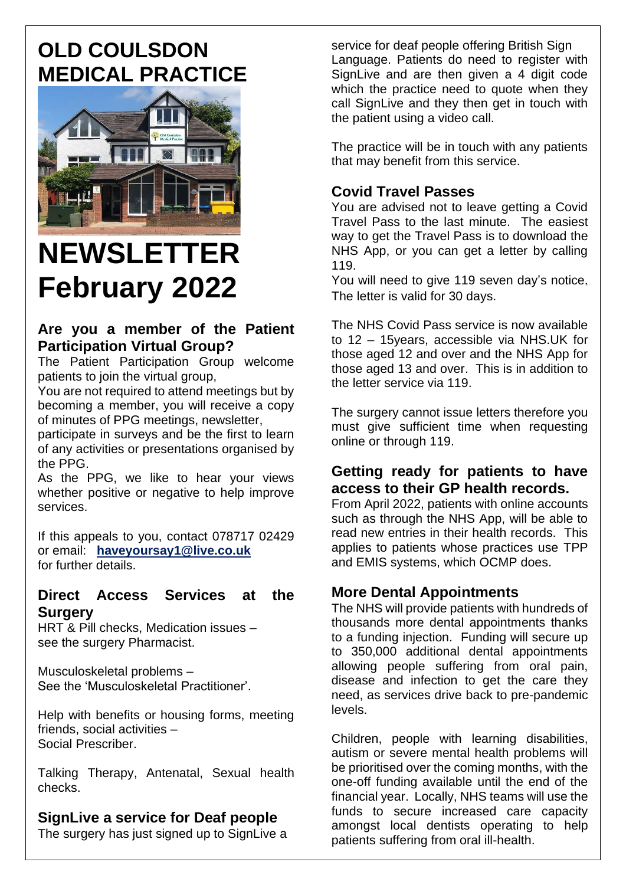# OLD COULSDON MEDICAL PRACTICE

# NEWSLETTER February 2022

## Are you a member of the Patient Participation Virtual Group?

The Patient Participation Group welcome patients to join the virtual group,

You are not required to attend meetings but by becoming a member, you will receive a copy of minutes of PPG meetings, newsletter, participate in surveys and be the first to learn of any activities or presentations organised by the PPG.

As the PPG, we like to hear your views whether positive or negative to help improve services.

If this appeals to you, contact 078717 02429 or email: **haveyoursay1@live.co.uk** for further details.

## Direct Access Services at the Surgery

HRT & Pill checks, Medication issues – see the surgery Pharmacist.

Musculoskeletal problems – See the 'Musculoskeletal Practitioner'.

Help with benefits or housing forms, meeting friends, social activities – Social Prescriber.

Talking Therapy, Antenatal, Sexual health checks.

## SignLive a service for Deaf people

The surgery has just signed up to SignLive a service for deaf people offering British Sign Language. Patients do need to register with SignLive and are then given a 4 digit code which the practice need to quote when they call SignLive and they then get in touch with the patient using a video call.

The practice will be in touch with any patients that may benefit from this service.

## Covid Travel Passes

You are advised not to leave getting a Covid Travel Pass to the last minute. The easiest way to get the Travel Pass is to download the NHS App, or you can get a letter by calling 119.

You will need to give 119 seven day's notice, The letter is valid for 30 days.

The NHS Covid Pass service is now available to 12 – 15years, accessible via NHS.UK for those aged 12 and over and the NHS App for those aged 13 and over. This is in addition to the letter service via 119.

The surgery cannot issue letters therefore you must give sufficient time when requesting online or through 119.

## Getting ready for patients to have access to their GP health records.

From April 2022, patients with online accounts such as through the NHS App, will be able to read new entries in their health records. This applies to patients whose practices use TPP and EMIS systems, which OCMP does.

## More Dental Appointments

The NHS will provide patients with hundreds of thousands more dental appointments thanks to a funding injection. Funding will secure up to 350,000 additional dental appointments allowing people suffering from oral pain, disease and infection to get the care they need, as services drive back to pre-pandemic levels.

Children, people with learning disabilities, autism or severe mental health problems will be prioritised over the coming months, with the one-off funding available until the end of the financial year. Locally, NHS teams will use the funds to secure increased care capacity amongst local dentists operating to help patients suffering from oral ill-health.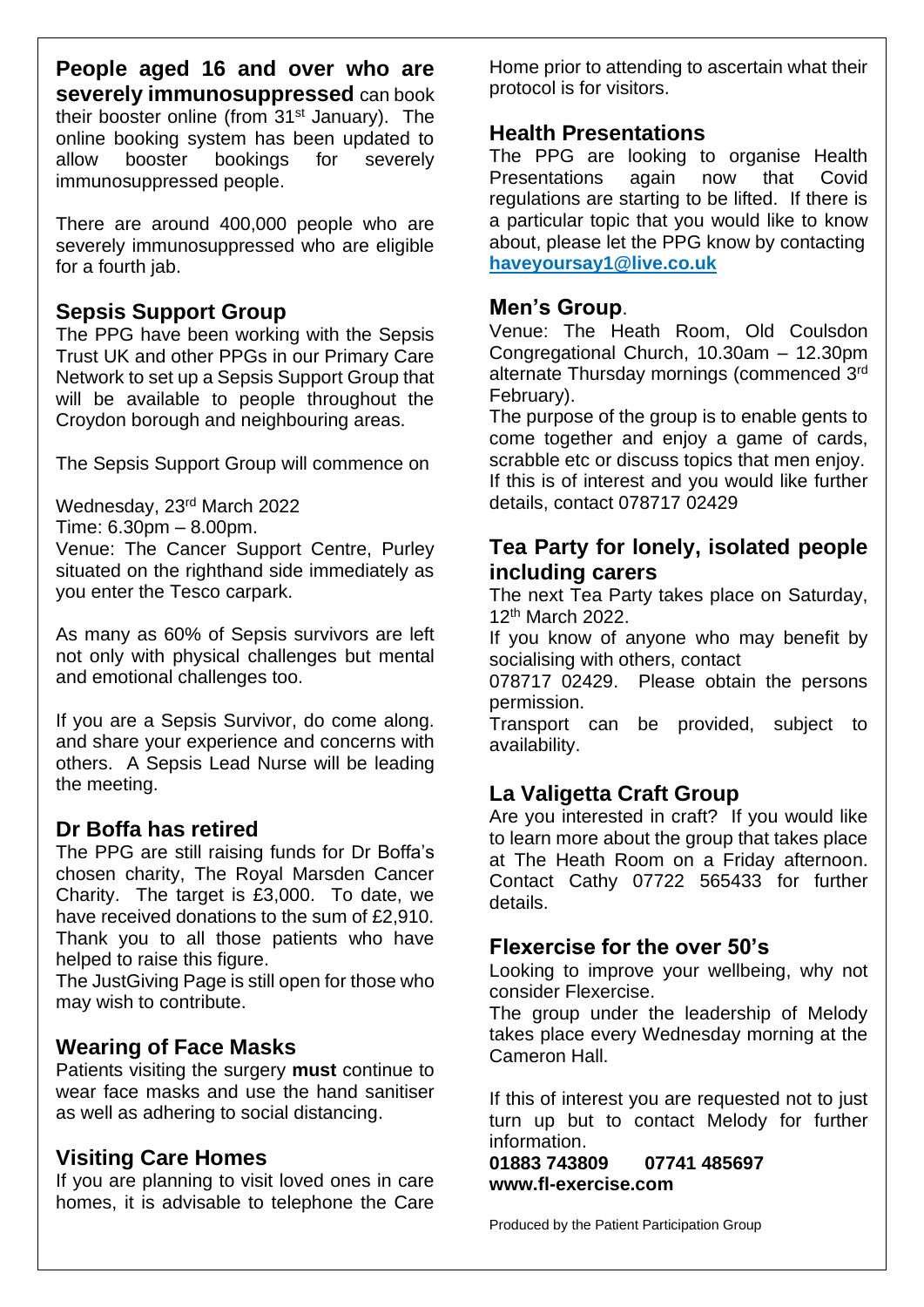**People aged 16 and over who are severely immunosuppressed** can book their booster online (from 31st January). The online booking system has been updated to allow booster bookings for severely immunosuppressed people.

There are around 400,000 people who are severely immunosuppressed who are eligible for a fourth jab.

## Sepsis Support Group

The PPG have been working with the Sepsis Trust UK and other PPGs in our Primary Care Network to set up a Sepsis Support Group that will be available to people throughout the Croydon borough and neighbouring areas.

The Sepsis Support Group will commence on

Wednesday, 23rd March 2022
Time: 6.30pm – 8.00pm.
Venue: The Cancer Support Centre, Purley situated on the righthand side immediately as you enter the Tesco carpark.

As many as 60% of Sepsis survivors are left not only with physical challenges but mental and emotional challenges too.

If you are a Sepsis Survivor, do come along. and share your experience and concerns with others. A Sepsis Lead Nurse will be leading the meeting.

## Dr Boffa has retired

The PPG are still raising funds for Dr Boffa's chosen charity, The Royal Marsden Cancer Charity. The target is £3,000. To date, we have received donations to the sum of £2,910. Thank you to all those patients who have helped to raise this figure.
The JustGiving Page is still open for those who may wish to contribute.

## Wearing of Face Masks

Patients visiting the surgery **must** continue to wear face masks and use the hand sanitiser as well as adhering to social distancing.

## Visiting Care Homes

If you are planning to visit loved ones in care homes, it is advisable to telephone the Care Home prior to attending to ascertain what their protocol is for visitors.

## Health Presentations

The PPG are looking to organise Health Presentations again now that Covid regulations are starting to be lifted. If there is a particular topic that you would like to know about, please let the PPG know by contacting **haveyoursay1@live.co.uk**

## Men's Group.

Venue: The Heath Room, Old Coulsdon Congregational Church, 10.30am – 12.30pm alternate Thursday mornings (commenced 3rd February).
The purpose of the group is to enable gents to come together and enjoy a game of cards, scrabble etc or discuss topics that men enjoy.
If this is of interest and you would like further details, contact 078717 02429

## Tea Party for lonely, isolated people including carers

The next Tea Party takes place on Saturday, 12th March 2022.
If you know of anyone who may benefit by socialising with others, contact
078717 02429. Please obtain the persons permission.
Transport can be provided, subject to availability.

## La Valigetta Craft Group

Are you interested in craft? If you would like to learn more about the group that takes place at The Heath Room on a Friday afternoon. Contact Cathy 07722 565433 for further details.

## Flexercise for the over 50's

Looking to improve your wellbeing, why not consider Flexercise.
The group under the leadership of Melody takes place every Wednesday morning at the Cameron Hall.

If this of interest you are requested not to just turn up but to contact Melody for further information.
**01883 743809 07741 485697**
**www.fl-exercise.com**

Produced by the Patient Participation Group